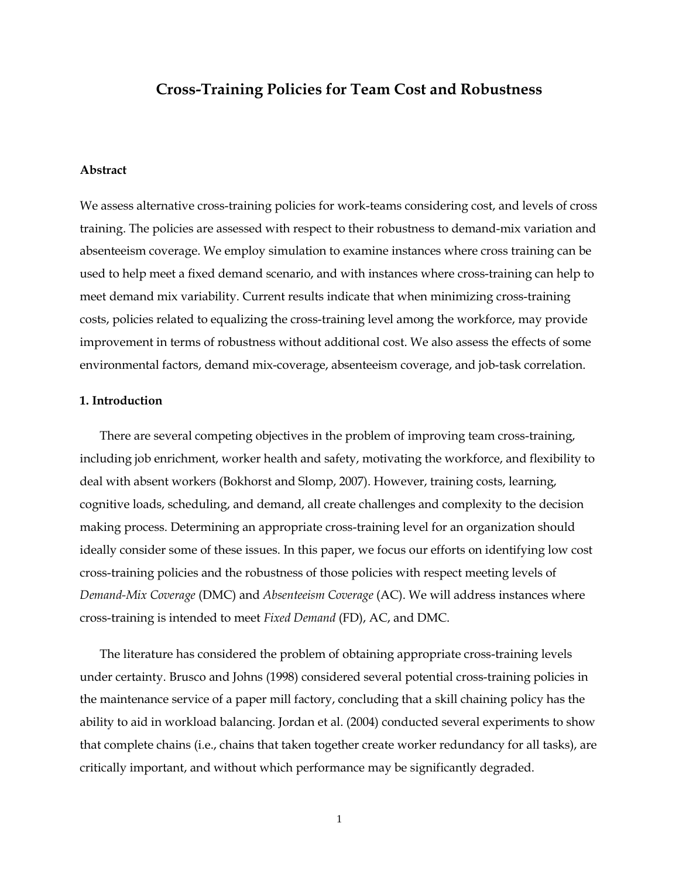# Cross-Training Policies for Team Cost and Robustness

**Abstract**

We assess alternative cross-training policies for work-teams considering cost, and levels of cross training. The policies are assessed with respect to their robustness to demand-mix variation and absenteeism coverage. We employ simulation to examine instances where cross training can be used to help meet a fixed demand scenario, and with instances where cross-training can help to meet demand mix variability. Current results indicate that when minimizing cross-training costs, policies related to equalizing the cross-training level among the workforce, may provide improvement in terms of robustness without additional cost. We also assess the effects of some environmental factors, demand mix-coverage, absenteeism coverage, and job-task correlation.

## 1. Introduction

There are several competing objectives in the problem of improving team cross-training, including job enrichment, worker health and safety, motivating the workforce, and flexibility to deal with absent workers (Bokhorst and Slomp, 2007). However, training costs, learning, cognitive loads, scheduling, and demand, all create challenges and complexity to the decision making process. Determining an appropriate cross-training level for an organization should ideally consider some of these issues. In this paper, we focus our efforts on identifying low cost cross-training policies and the robustness of those policies with respect meeting levels of *Demand-Mix Coverage* (DMC) and *Absenteeism Coverage* (AC). We will address instances where cross-training is intended to meet *Fixed Demand* (FD), AC, and DMC.

The literature has considered the problem of obtaining appropriate cross-training levels under certainty. Brusco and Johns (1998) considered several potential cross-training policies in the maintenance service of a paper mill factory, concluding that a skill chaining policy has the ability to aid in workload balancing. Jordan et al. (2004) conducted several experiments to show that complete chains (i.e., chains that taken together create worker redundancy for all tasks), are critically important, and without which performance may be significantly degraded.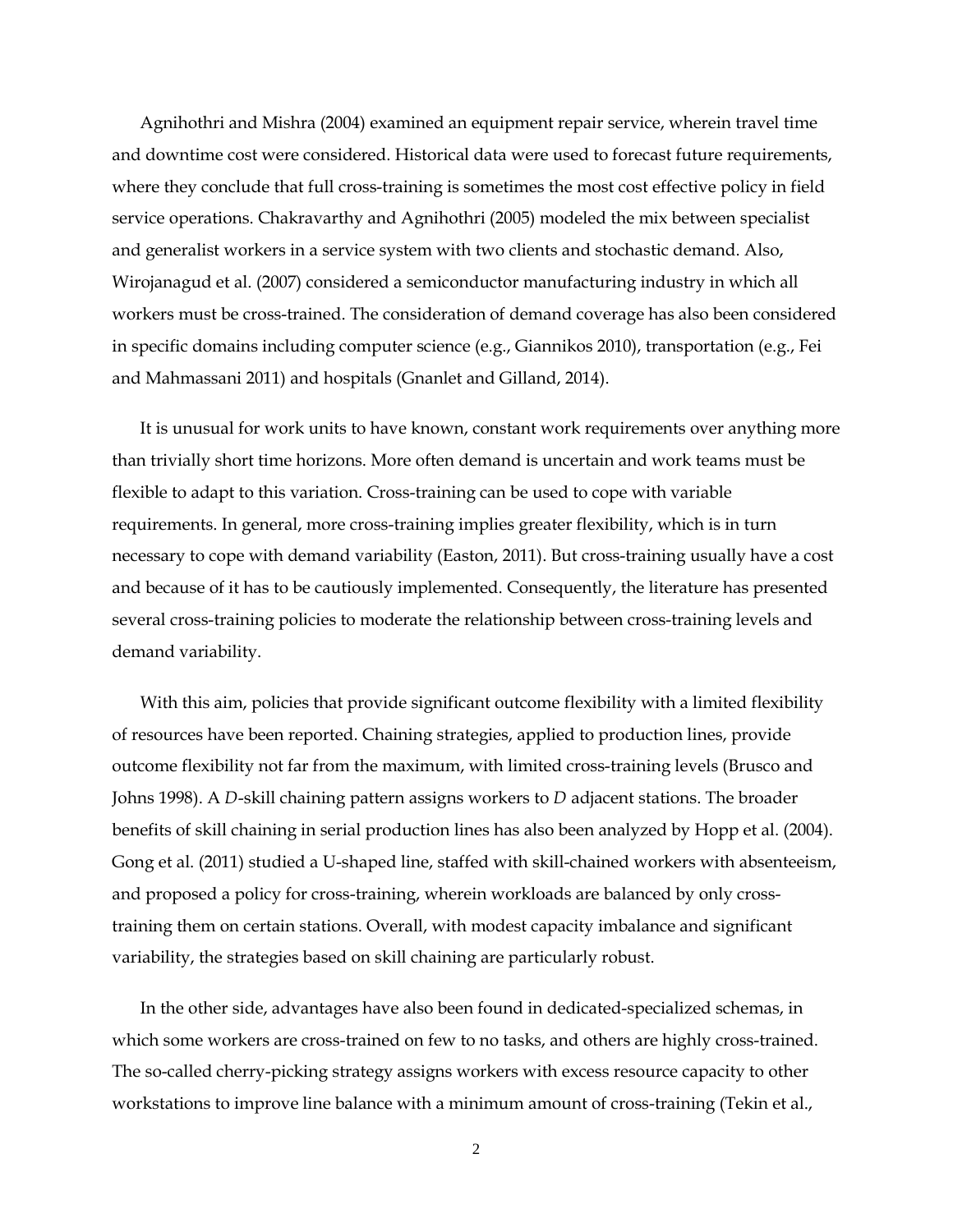Agnihothri and Mishra (2004) examined an equipment repair service, wherein travel time and downtime cost were considered. Historical data were used to forecast future requirements, where they conclude that full cross-training is sometimes the most cost effective policy in field service operations. Chakravarthy and Agnihothri (2005) modeled the mix between specialist and generalist workers in a service system with two clients and stochastic demand. Also, Wirojanagud et al. (2007) considered a semiconductor manufacturing industry in which all workers must be cross-trained. The consideration of demand coverage has also been considered in specific domains including computer science (e.g., Giannikos 2010), transportation (e.g., Fei and Mahmassani 2011) and hospitals (Gnanlet and Gilland, 2014).

It is unusual for work units to have known, constant work requirements over anything more than trivially short time horizons. More often demand is uncertain and work teams must be flexible to adapt to this variation. Cross-training can be used to cope with variable requirements. In general, more cross-training implies greater flexibility, which is in turn necessary to cope with demand variability (Easton, 2011). But cross-training usually have a cost and because of it has to be cautiously implemented. Consequently, the literature has presented several cross-training policies to moderate the relationship between cross-training levels and demand variability.

With this aim, policies that provide significant outcome flexibility with a limited flexibility of resources have been reported. Chaining strategies, applied to production lines, provide outcome flexibility not far from the maximum, with limited cross-training levels (Brusco and Johns 1998). A *D*-skill chaining pattern assigns workers to *D* adjacent stations. The broader benefits of skill chaining in serial production lines has also been analyzed by Hopp et al. (2004). Gong et al. (2011) studied a U-shaped line, staffed with skill-chained workers with absenteeism, and proposed a policy for cross-training, wherein workloads are balanced by only cross-training them on certain stations. Overall, with modest capacity imbalance and significant variability, the strategies based on skill chaining are particularly robust.

In the other side, advantages have also been found in dedicated-specialized schemas, in which some workers are cross-trained on few to no tasks, and others are highly cross-trained. The so-called cherry-picking strategy assigns workers with excess resource capacity to other workstations to improve line balance with a minimum amount of cross-training (Tekin et al.,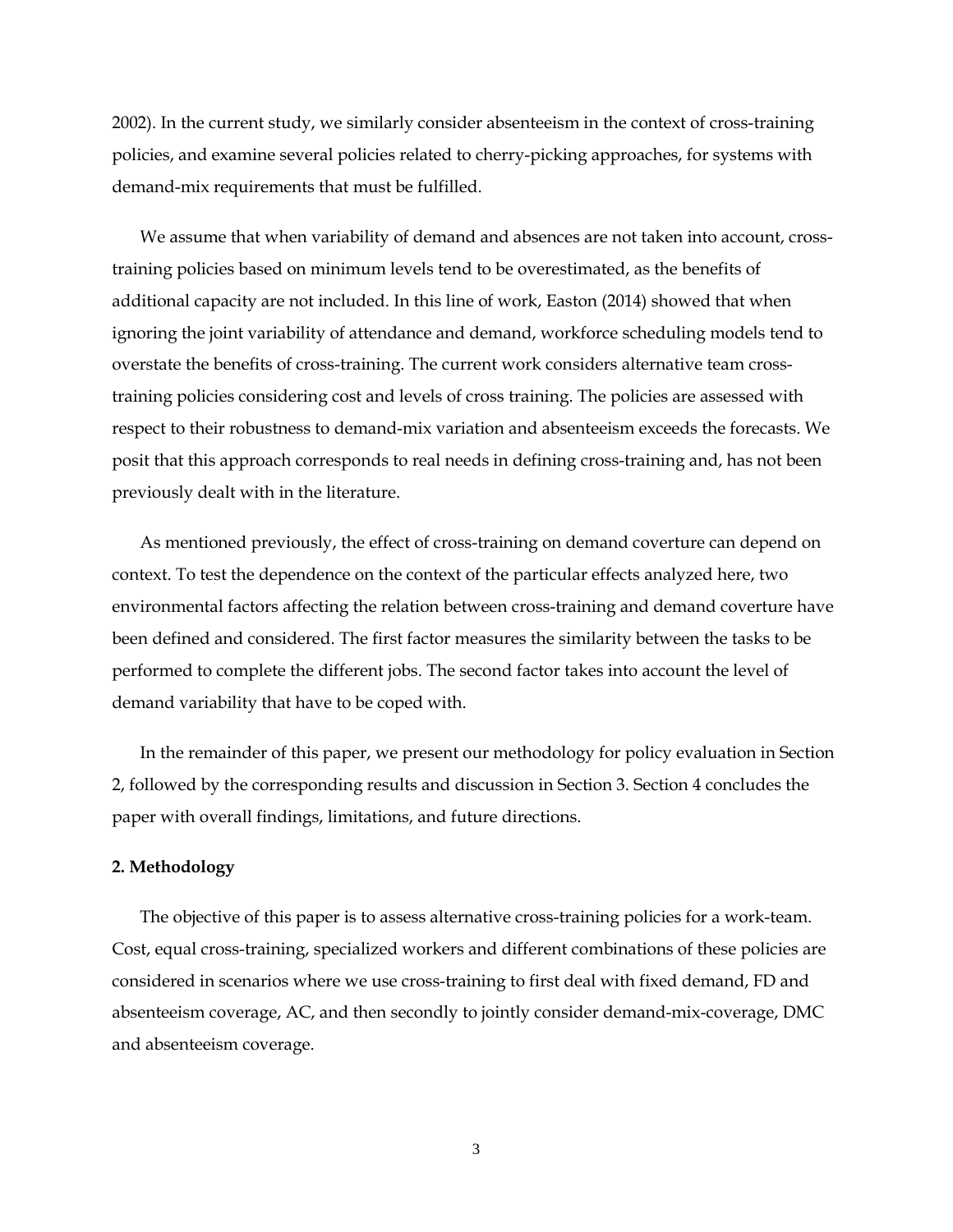2002). In the current study, we similarly consider absenteeism in the context of cross-training policies, and examine several policies related to cherry-picking approaches, for systems with demand-mix requirements that must be fulfilled.

We assume that when variability of demand and absences are not taken into account, cross-training policies based on minimum levels tend to be overestimated, as the benefits of additional capacity are not included. In this line of work, Easton (2014) showed that when ignoring the joint variability of attendance and demand, workforce scheduling models tend to overstate the benefits of cross-training. The current work considers alternative team cross-training policies considering cost and levels of cross training. The policies are assessed with respect to their robustness to demand-mix variation and absenteeism exceeds the forecasts. We posit that this approach corresponds to real needs in defining cross-training and, has not been previously dealt with in the literature.

As mentioned previously, the effect of cross-training on demand coverture can depend on context. To test the dependence on the context of the particular effects analyzed here, two environmental factors affecting the relation between cross-training and demand coverture have been defined and considered. The first factor measures the similarity between the tasks to be performed to complete the different jobs. The second factor takes into account the level of demand variability that have to be coped with.

In the remainder of this paper, we present our methodology for policy evaluation in Section 2, followed by the corresponding results and discussion in Section 3. Section 4 concludes the paper with overall findings, limitations, and future directions.

## 2. Methodology

The objective of this paper is to assess alternative cross-training policies for a work-team. Cost, equal cross-training, specialized workers and different combinations of these policies are considered in scenarios where we use cross-training to first deal with fixed demand, FD and absenteeism coverage, AC, and then secondly to jointly consider demand-mix-coverage, DMC and absenteeism coverage.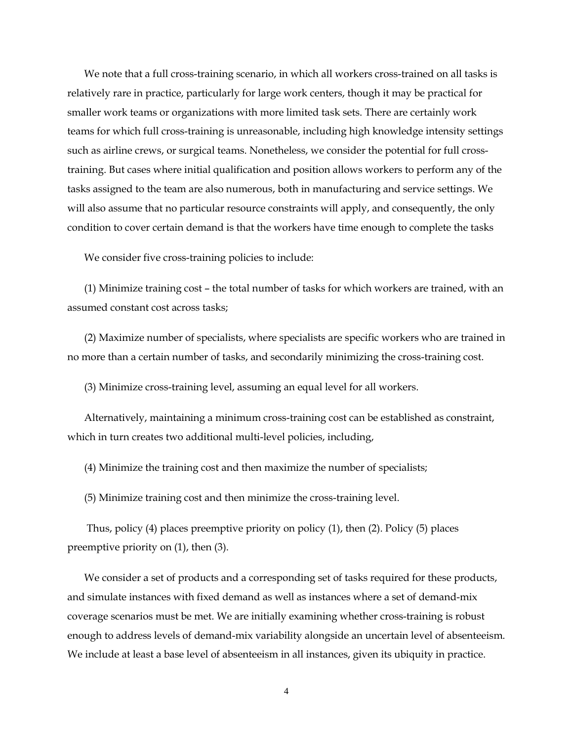We note that a full cross-training scenario, in which all workers cross-trained on all tasks is relatively rare in practice, particularly for large work centers, though it may be practical for smaller work teams or organizations with more limited task sets. There are certainly work teams for which full cross-training is unreasonable, including high knowledge intensity settings such as airline crews, or surgical teams. Nonetheless, we consider the potential for full cross-training. But cases where initial qualification and position allows workers to perform any of the tasks assigned to the team are also numerous, both in manufacturing and service settings. We will also assume that no particular resource constraints will apply, and consequently, the only condition to cover certain demand is that the workers have time enough to complete the tasks

We consider five cross-training policies to include:

(1) Minimize training cost – the total number of tasks for which workers are trained, with an assumed constant cost across tasks;

(2) Maximize number of specialists, where specialists are specific workers who are trained in no more than a certain number of tasks, and secondarily minimizing the cross-training cost.

(3) Minimize cross-training level, assuming an equal level for all workers.

Alternatively, maintaining a minimum cross-training cost can be established as constraint, which in turn creates two additional multi-level policies, including,

(4) Minimize the training cost and then maximize the number of specialists;

(5) Minimize training cost and then minimize the cross-training level.

Thus, policy (4) places preemptive priority on policy (1), then (2). Policy (5) places preemptive priority on (1), then (3).

We consider a set of products and a corresponding set of tasks required for these products, and simulate instances with fixed demand as well as instances where a set of demand-mix coverage scenarios must be met. We are initially examining whether cross-training is robust enough to address levels of demand-mix variability alongside an uncertain level of absenteeism. We include at least a base level of absenteeism in all instances, given its ubiquity in practice.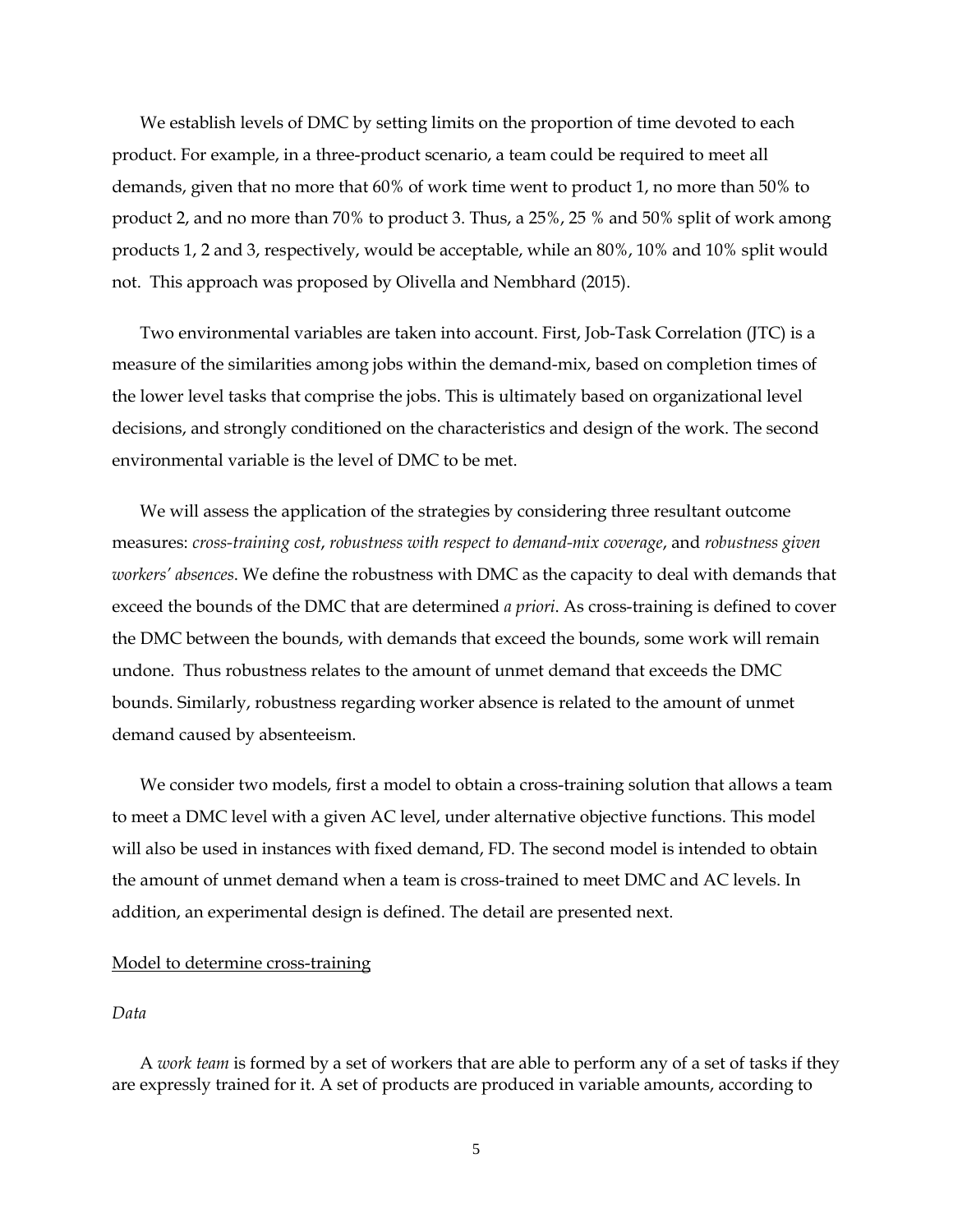We establish levels of DMC by setting limits on the proportion of time devoted to each product. For example, in a three-product scenario, a team could be required to meet all demands, given that no more that 60% of work time went to product 1, no more than 50% to product 2, and no more than 70% to product 3. Thus, a 25%, 25 % and 50% split of work among products 1, 2 and 3, respectively, would be acceptable, while an 80%, 10% and 10% split would not. This approach was proposed by Olivella and Nembhard (2015).

Two environmental variables are taken into account. First, Job-Task Correlation (JTC) is a measure of the similarities among jobs within the demand-mix, based on completion times of the lower level tasks that comprise the jobs. This is ultimately based on organizational level decisions, and strongly conditioned on the characteristics and design of the work. The second environmental variable is the level of DMC to be met.

We will assess the application of the strategies by considering three resultant outcome measures: *cross-training cost*, *robustness with respect to demand-mix coverage*, and *robustness given workers' absences*. We define the robustness with DMC as the capacity to deal with demands that exceed the bounds of the DMC that are determined *a priori*. As cross-training is defined to cover the DMC between the bounds, with demands that exceed the bounds, some work will remain undone. Thus robustness relates to the amount of unmet demand that exceeds the DMC bounds. Similarly, robustness regarding worker absence is related to the amount of unmet demand caused by absenteeism.

We consider two models, first a model to obtain a cross-training solution that allows a team to meet a DMC level with a given AC level, under alternative objective functions. This model will also be used in instances with fixed demand, FD. The second model is intended to obtain the amount of unmet demand when a team is cross-trained to meet DMC and AC levels. In addition, an experimental design is defined. The detail are presented next.

Model to determine cross-training

*Data*

A *work team* is formed by a set of workers that are able to perform any of a set of tasks if they are expressly trained for it. A set of products are produced in variable amounts, according to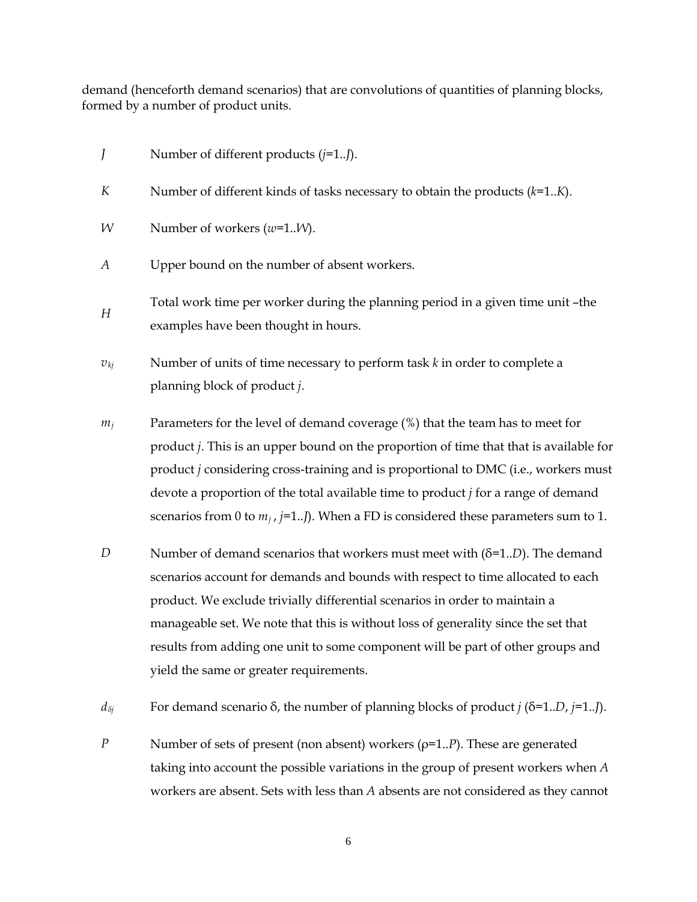demand (henceforth demand scenarios) that are convolutions of quantities of planning blocks, formed by a number of product units.

- $J$ — Number of different products ($j$=1..$J$).
- $K$ — Number of different kinds of tasks necessary to obtain the products ($k$=1..$K$).
- $W$ — Number of workers ($w$=1..$W$).
- $A$ — Upper bound on the number of absent workers.
- $H$ — Total work time per worker during the planning period in a given time unit –the examples have been thought in hours.
- $v_{kj}$ — Number of units of time necessary to perform task $k$ in order to complete a planning block of product $j$.
- $m_j$ — Parameters for the level of demand coverage (%) that the team has to meet for product $j$. This is an upper bound on the proportion of time that that is available for product $j$ considering cross-training and is proportional to DMC (i.e., workers must devote a proportion of the total available time to product $j$ for a range of demand scenarios from 0 to $m_j$ , $j$=1..$J$). When a FD is considered these parameters sum to 1.
- $D$ — Number of demand scenarios that workers must meet with (δ=1..$D$). The demand scenarios account for demands and bounds with respect to time allocated to each product. We exclude trivially differential scenarios in order to maintain a manageable set. We note that this is without loss of generality since the set that results from adding one unit to some component will be part of other groups and yield the same or greater requirements.
- $d_{\delta j}$ — For demand scenario δ, the number of planning blocks of product $j$ (δ=1..$D$, $j$=1..$J$).
- $P$ — Number of sets of present (non absent) workers (ρ=1..$P$). These are generated taking into account the possible variations in the group of present workers when $A$ workers are absent. Sets with less than $A$ absents are not considered as they cannot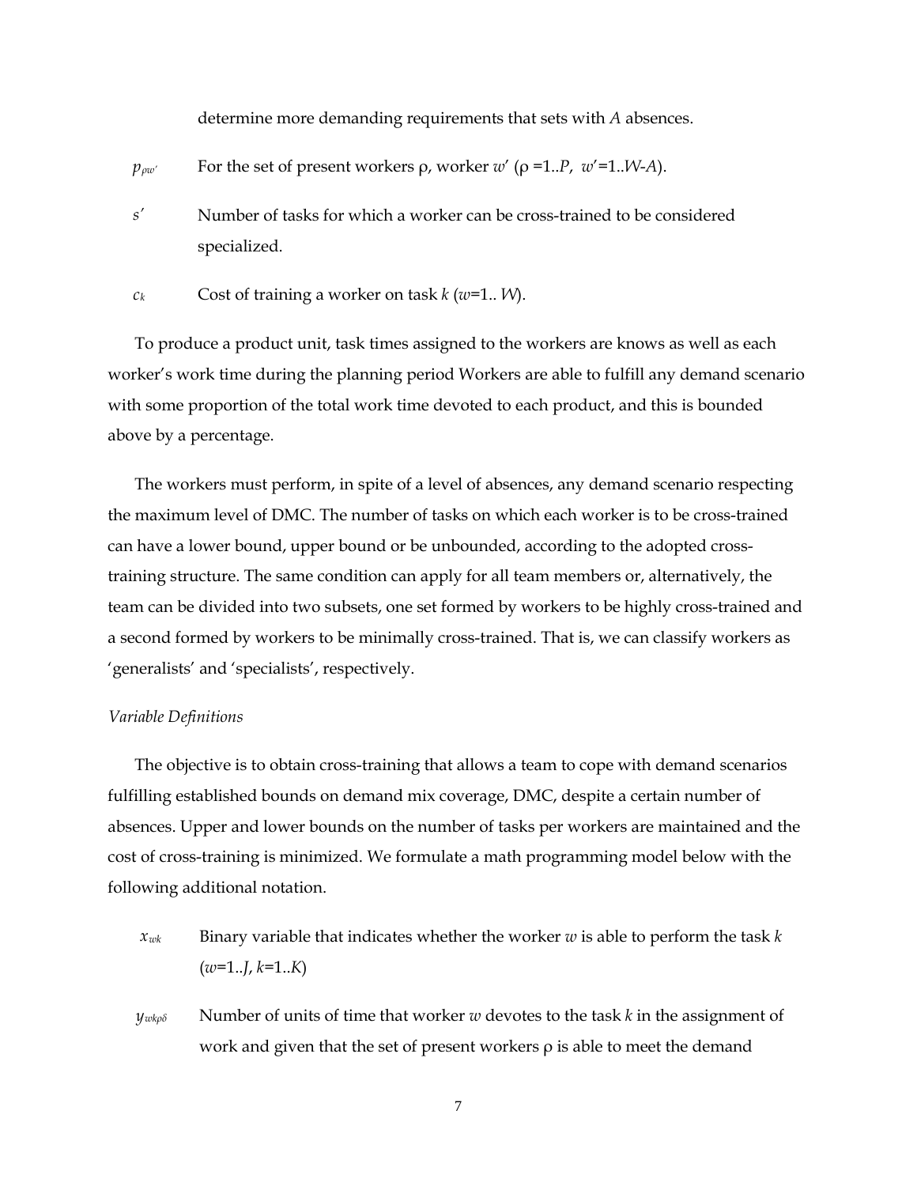determine more demanding requirements that sets with $A$ absences.

$p_{\rho w'}$ For the set of present workers ρ, worker $w'$ (ρ =1..$P$, $w'$=1..$W$-$A$).

$s'$ Number of tasks for which a worker can be cross-trained to be considered specialized.

$c_k$ Cost of training a worker on task $k$ ($w$=1.. $W$).

To produce a product unit, task times assigned to the workers are knows as well as each worker's work time during the planning period Workers are able to fulfill any demand scenario with some proportion of the total work time devoted to each product, and this is bounded above by a percentage.

The workers must perform, in spite of a level of absences, any demand scenario respecting the maximum level of DMC. The number of tasks on which each worker is to be cross-trained can have a lower bound, upper bound or be unbounded, according to the adopted cross-training structure. The same condition can apply for all team members or, alternatively, the team can be divided into two subsets, one set formed by workers to be highly cross-trained and a second formed by workers to be minimally cross-trained. That is, we can classify workers as 'generalists' and 'specialists', respectively.

*Variable Definitions*

The objective is to obtain cross-training that allows a team to cope with demand scenarios fulfilling established bounds on demand mix coverage, DMC, despite a certain number of absences. Upper and lower bounds on the number of tasks per workers are maintained and the cost of cross-training is minimized. We formulate a math programming model below with the following additional notation.

$x_{wk}$ Binary variable that indicates whether the worker $w$ is able to perform the task $k$ ($w$=1..$J$, $k$=1..$K$)

$y_{wk\rho\delta}$ Number of units of time that worker $w$ devotes to the task $k$ in the assignment of work and given that the set of present workers ρ is able to meet the demand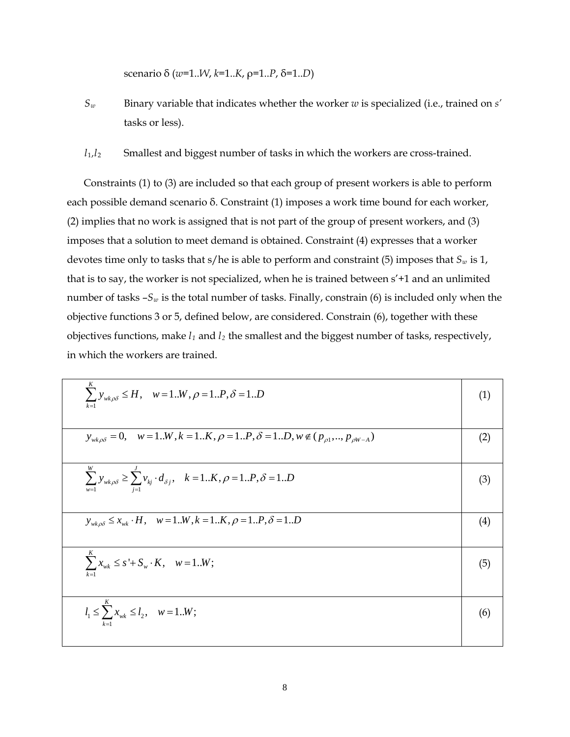scenario δ ($w$=1..$W$, $k$=1..$K$, ρ=1..$P$, δ=1..$D$)

$S_w$ Binary variable that indicates whether the worker $w$ is specialized (i.e., trained on $s'$ tasks or less).

$l_1$,$l_2$ Smallest and biggest number of tasks in which the workers are cross-trained.

Constraints (1) to (3) are included so that each group of present workers is able to perform each possible demand scenario δ. Constraint (1) imposes a work time bound for each worker, (2) implies that no work is assigned that is not part of the group of present workers, and (3) imposes that a solution to meet demand is obtained. Constraint (4) expresses that a worker devotes time only to tasks that s/he is able to perform and constraint (5) imposes that $S_w$ is 1, that is to say, the worker is not specialized, when he is trained between s'+1 and an unlimited number of tasks –$S_w$ is the total number of tasks. Finally, constrain (6) is included only when the objective functions 3 or 5, defined below, are considered. Constrain (6), together with these objectives functions, make $l_1$ and $l_2$ the smallest and the biggest number of tasks, respectively, in which the workers are trained.

| Constraint | No. |
|---|---|
| $\sum_{k=1}^{K} y_{wk\rho\delta} \leq H, \quad w=1..W, \rho=1..P, \delta=1..D$ | (1) |
| $y_{wk\rho\delta}=0, \quad w=1..W, k=1..K, \rho=1..P, \delta=1..D, w \notin (p_{\rho 1},..,p_{\rho W-A})$ | (2) |
| $\sum_{w=1}^{W} y_{wk\rho\delta} \geq \sum_{j=1}^{J} v_{kj} \cdot d_{\delta j}, \quad k=1..K, \rho=1..P, \delta=1..D$ | (3) |
| $y_{wk\rho\delta} \leq x_{wk} \cdot H, \quad w=1..W, k=1..K, \rho=1..P, \delta=1..D$ | (4) |
| $\sum_{k=1}^{K} x_{wk} \leq s'+S_w \cdot K, \quad w=1..W;$ | (5) |
| $l_1 \leq \sum_{k=1}^{K} x_{wk} \leq l_2, \quad w=1..W;$ | (6) |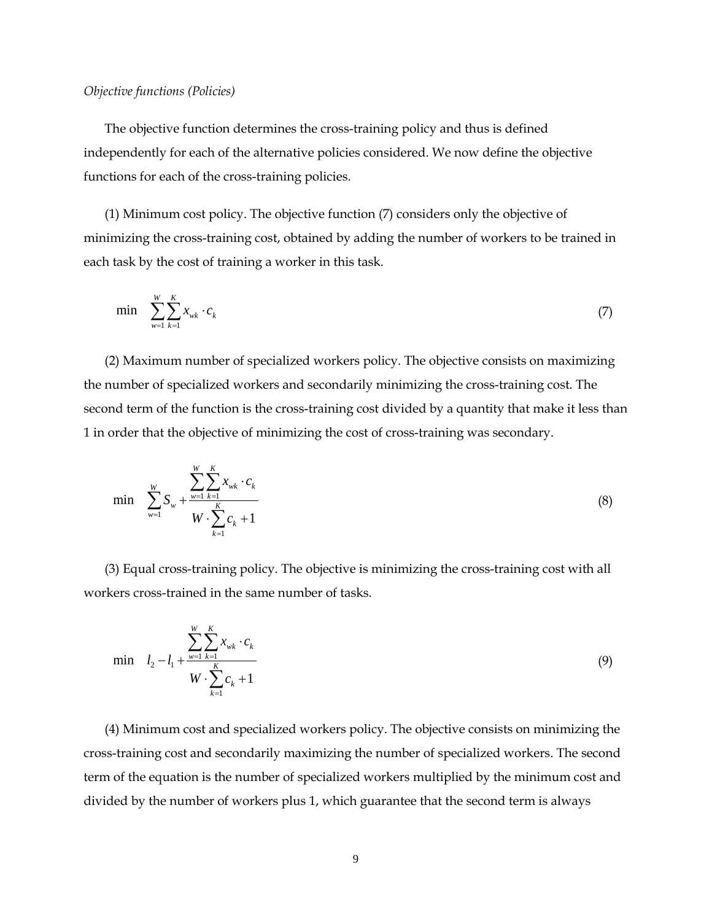*Objective functions (Policies)*

The objective function determines the cross-training policy and thus is defined independently for each of the alternative policies considered. We now define the objective functions for each of the cross-training policies.

(1) Minimum cost policy. The objective function (7) considers only the objective of minimizing the cross-training cost, obtained by adding the number of workers to be trained in each task by the cost of training a worker in this task.

$$\min \quad \sum_{w=1}^{W} \sum_{k=1}^{K} x_{wk} \cdot c_k \tag{7}$$

(2) Maximum number of specialized workers policy. The objective consists on maximizing the number of specialized workers and secondarily minimizing the cross-training cost. The second term of the function is the cross-training cost divided by a quantity that make it less than 1 in order that the objective of minimizing the cost of cross-training was secondary.

$$\min \quad \sum_{w=1}^{W} S_w + \frac{\sum_{w=1}^{W} \sum_{k=1}^{K} x_{wk} \cdot c_k}{W \cdot \sum_{k=1}^{K} c_k + 1} \tag{8}$$

(3) Equal cross-training policy. The objective is minimizing the cross-training cost with all workers cross-trained in the same number of tasks.

$$\min \quad l_2 - l_1 + \frac{\sum_{w=1}^{W} \sum_{k=1}^{K} x_{wk} \cdot c_k}{W \cdot \sum_{k=1}^{K} c_k + 1} \tag{9}$$

(4) Minimum cost and specialized workers policy. The objective consists on minimizing the cross-training cost and secondarily maximizing the number of specialized workers. The second term of the equation is the number of specialized workers multiplied by the minimum cost and divided by the number of workers plus 1, which guarantee that the second term is always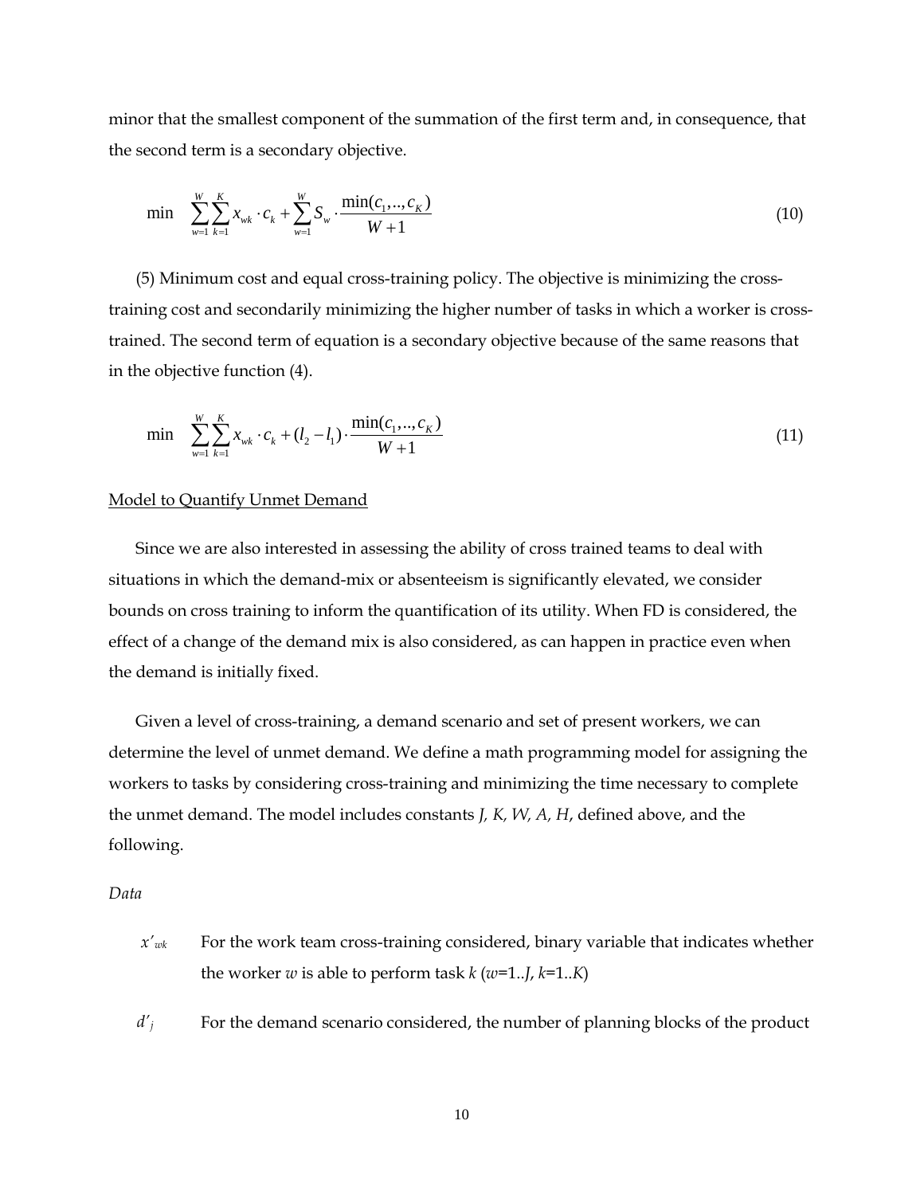minor that the smallest component of the summation of the first term and, in consequence, that the second term is a secondary objective.

$$\min \quad \sum_{w=1}^{W}\sum_{k=1}^{K} x_{wk} \cdot c_k + \sum_{w=1}^{W} S_w \cdot \frac{\min(c_1,..,c_K)}{W+1} \tag{10}$$

(5) Minimum cost and equal cross-training policy. The objective is minimizing the cross-training cost and secondarily minimizing the higher number of tasks in which a worker is cross-trained. The second term of equation is a secondary objective because of the same reasons that in the objective function (4).

$$\min \quad \sum_{w=1}^{W}\sum_{k=1}^{K} x_{wk} \cdot c_k + (l_2 - l_1) \cdot \frac{\min(c_1,..,c_K)}{W+1} \tag{11}$$

<u>Model to Quantify Unmet Demand</u>

Since we are also interested in assessing the ability of cross trained teams to deal with situations in which the demand-mix or absenteeism is significantly elevated, we consider bounds on cross training to inform the quantification of its utility. When FD is considered, the effect of a change of the demand mix is also considered, as can happen in practice even when the demand is initially fixed.

Given a level of cross-training, a demand scenario and set of present workers, we can determine the level of unmet demand. We define a math programming model for assigning the workers to tasks by considering cross-training and minimizing the time necessary to complete the unmet demand. The model includes constants *J, K, W, A, H*, defined above, and the following.

*Data*

- $x'_{wk}$ For the work team cross-training considered, binary variable that indicates whether the worker $w$ is able to perform task $k$ ($w$=1..$J$, $k$=1..$K$)
- $d'_j$ For the demand scenario considered, the number of planning blocks of the product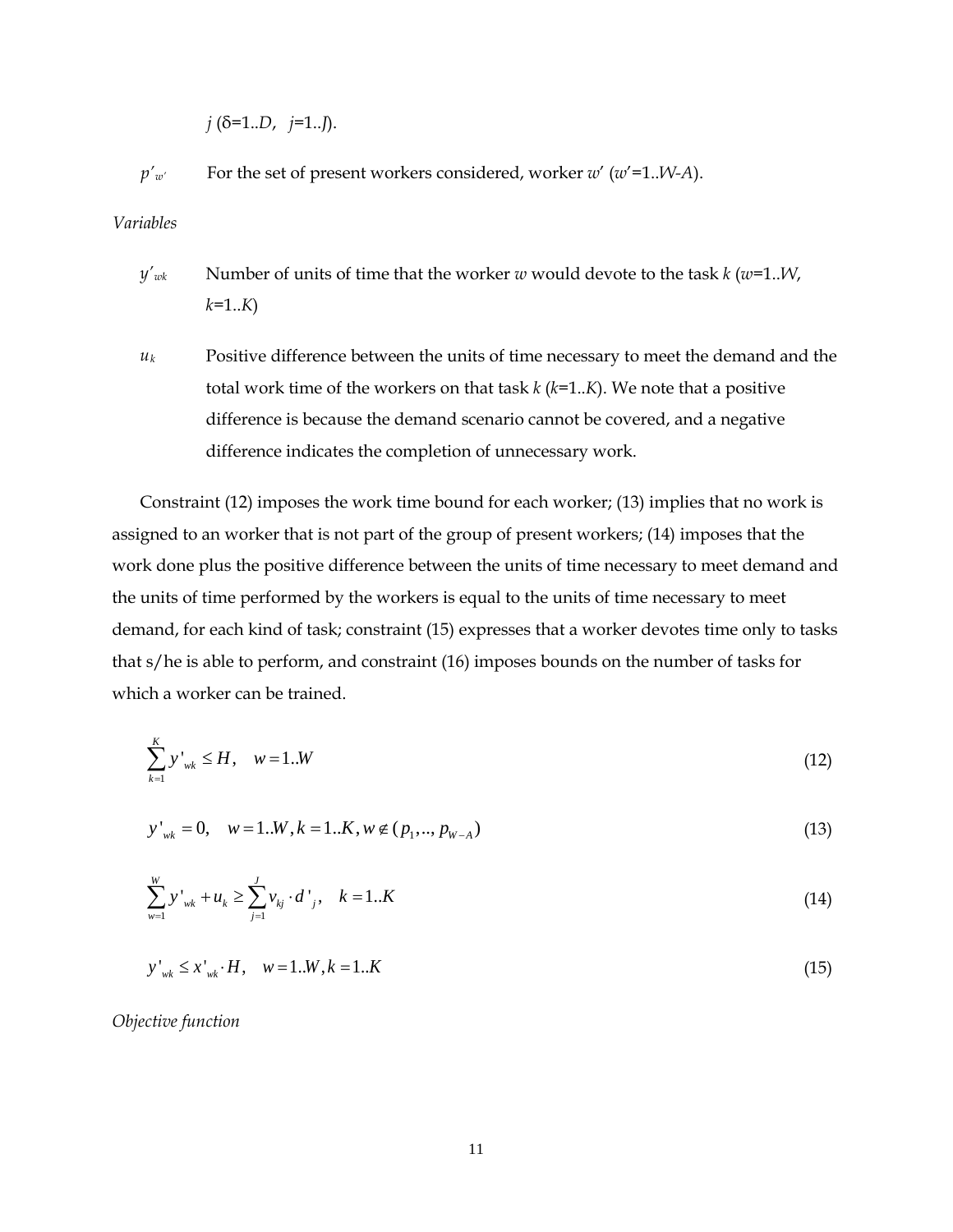$j$ ($\delta$=1..$D$, $j$=1..$J$).

$p'_{w'}$ For the set of present workers considered, worker $w'$ ($w'$=1..$W$-$A$).

*Variables*

$y'_{wk}$ Number of units of time that the worker $w$ would devote to the task $k$ ($w$=1..$W$, $k$=1..$K$)

$u_k$ Positive difference between the units of time necessary to meet the demand and the total work time of the workers on that task $k$ ($k$=1..$K$). We note that a positive difference is because the demand scenario cannot be covered, and a negative difference indicates the completion of unnecessary work.

Constraint (12) imposes the work time bound for each worker; (13) implies that no work is assigned to an worker that is not part of the group of present workers; (14) imposes that the work done plus the positive difference between the units of time necessary to meet demand and the units of time performed by the workers is equal to the units of time necessary to meet demand, for each kind of task; constraint (15) expresses that a worker devotes time only to tasks that s/he is able to perform, and constraint (16) imposes bounds on the number of tasks for which a worker can be trained.

$$\sum_{k=1}^{K} y'_{wk} \leq H, \quad w = 1..W \tag{12}$$

$$y'_{wk} = 0, \quad w = 1..W, k = 1..K, w \notin (p_1,..,p_{W-A}) \tag{13}$$

$$\sum_{w=1}^{W} y'_{wk} + u_k \geq \sum_{j=1}^{J} v_{kj} \cdot d'_j, \quad k = 1..K \tag{14}$$

$$y'_{wk} \leq x'_{wk} \cdot H, \quad w = 1..W, k = 1..K \tag{15}$$

*Objective function*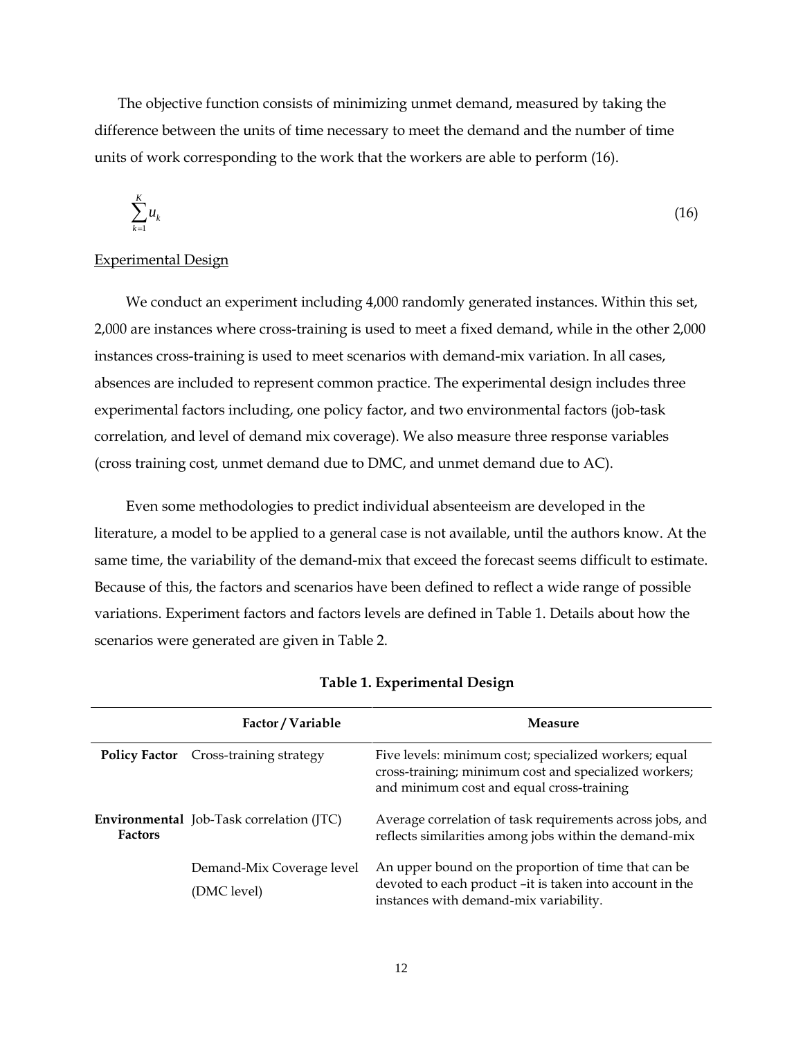The objective function consists of minimizing unmet demand, measured by taking the difference between the units of time necessary to meet the demand and the number of time units of work corresponding to the work that the workers are able to perform (16).

$$\sum_{k=1}^{K} u_k \tag{16}$$

<u>Experimental Design</u>

We conduct an experiment including 4,000 randomly generated instances. Within this set, 2,000 are instances where cross-training is used to meet a fixed demand, while in the other 2,000 instances cross-training is used to meet scenarios with demand-mix variation. In all cases, absences are included to represent common practice. The experimental design includes three experimental factors including, one policy factor, and two environmental factors (job-task correlation, and level of demand mix coverage). We also measure three response variables (cross training cost, unmet demand due to DMC, and unmet demand due to AC).

Even some methodologies to predict individual absenteeism are developed in the literature, a model to be applied to a general case is not available, until the authors know. At the same time, the variability of the demand-mix that exceed the forecast seems difficult to estimate. Because of this, the factors and scenarios have been defined to reflect a wide range of possible variations. Experiment factors and factors levels are defined in Table 1. Details about how the scenarios were generated are given in Table 2.

**Table 1. Experimental Design**

| | Factor / Variable | Measure |
|---|---|---|
| **Policy Factor** | Cross-training strategy | Five levels: minimum cost; specialized workers; equal cross-training; minimum cost and specialized workers; and minimum cost and equal cross-training |
| **Environmental Factors** | Job-Task correlation (JTC) | Average correlation of task requirements across jobs, and reflects similarities among jobs within the demand-mix |
| | Demand-Mix Coverage level (DMC level) | An upper bound on the proportion of time that can be devoted to each product –it is taken into account in the instances with demand-mix variability. |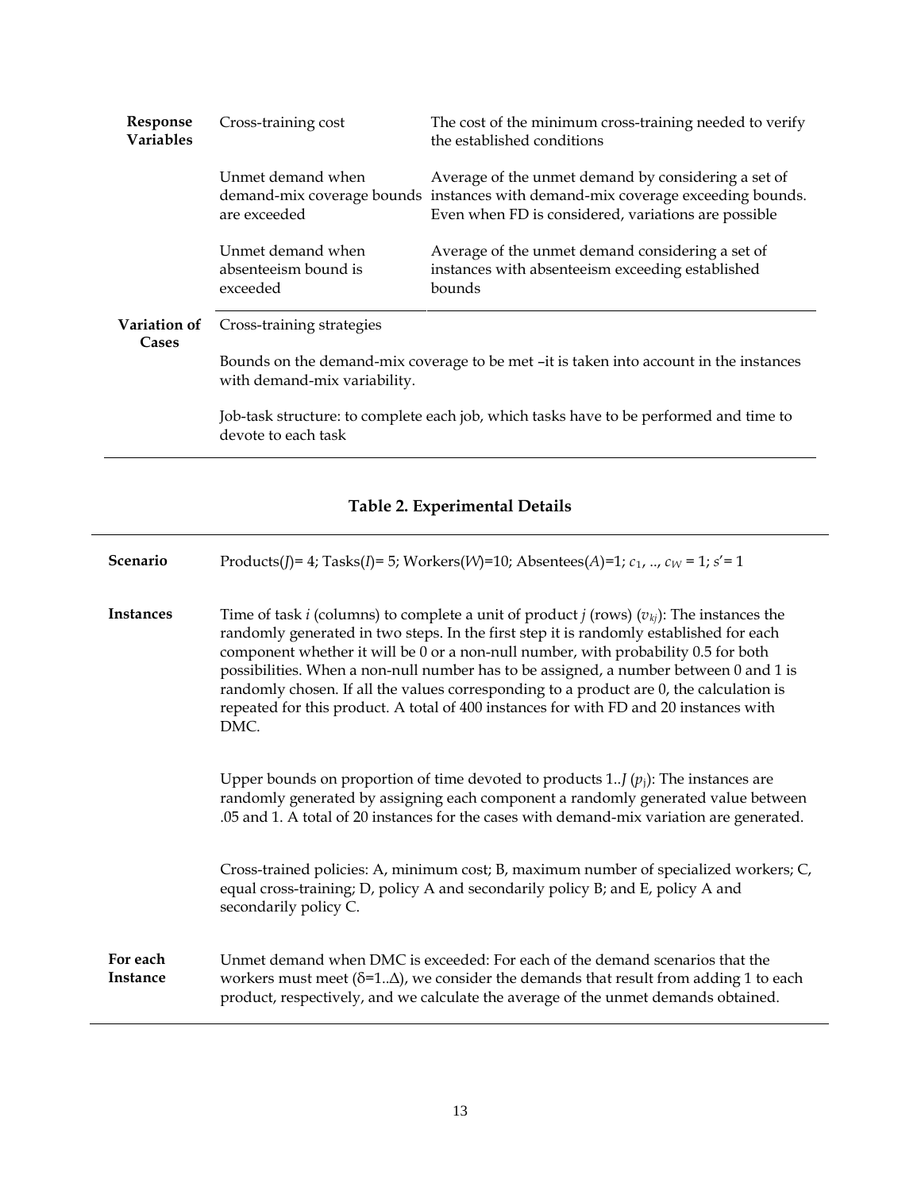| | | |
|---|---|---|
| **Response Variables** | Cross-training cost | The cost of the minimum cross-training needed to verify the established conditions |
| | Unmet demand when demand-mix coverage bounds are exceeded | Average of the unmet demand by considering a set of instances with demand-mix coverage exceeding bounds. Even when FD is considered, variations are possible |
| | Unmet demand when absenteeism bound is exceeded | Average of the unmet demand considering a set of instances with absenteeism exceeding established bounds |
| **Variation of Cases** | Cross-training strategies | |
| | Bounds on the demand-mix coverage to be met –it is taken into account in the instances with demand-mix variability. | |
| | Job-task structure: to complete each job, which tasks have to be performed and time to devote to each task | |

**Table 2. Experimental Details**

| | |
|---|---|
| **Scenario** | Products($J$)= 4; Tasks($I$)= 5; Workers($W$)=10; Absentees($A$)=1; $c_1$, .., $c_W$ = 1; $s'$ = 1 |
| **Instances** | Time of task $i$ (columns) to complete a unit of product $j$ (rows) ($v_{kj}$): The instances the randomly generated in two steps. In the first step it is randomly established for each component whether it will be 0 or a non-null number, with probability 0.5 for both possibilities. When a non-null number has to be assigned, a number between 0 and 1 is randomly chosen. If all the values corresponding to a product are 0, the calculation is repeated for this product. A total of 400 instances for with FD and 20 instances with DMC. |
| | Upper bounds on proportion of time devoted to products 1..$J$ ($p_j$): The instances are randomly generated by assigning each component a randomly generated value between .05 and 1. A total of 20 instances for the cases with demand-mix variation are generated. |
| | Cross-trained policies: A, minimum cost; B, maximum number of specialized workers; C, equal cross-training; D, policy A and secondarily policy B; and E, policy A and secondarily policy C. |
| **For each Instance** | Unmet demand when DMC is exceeded: For each of the demand scenarios that the workers must meet ($\delta$=1..$\Delta$), we consider the demands that result from adding 1 to each product, respectively, and we calculate the average of the unmet demands obtained. |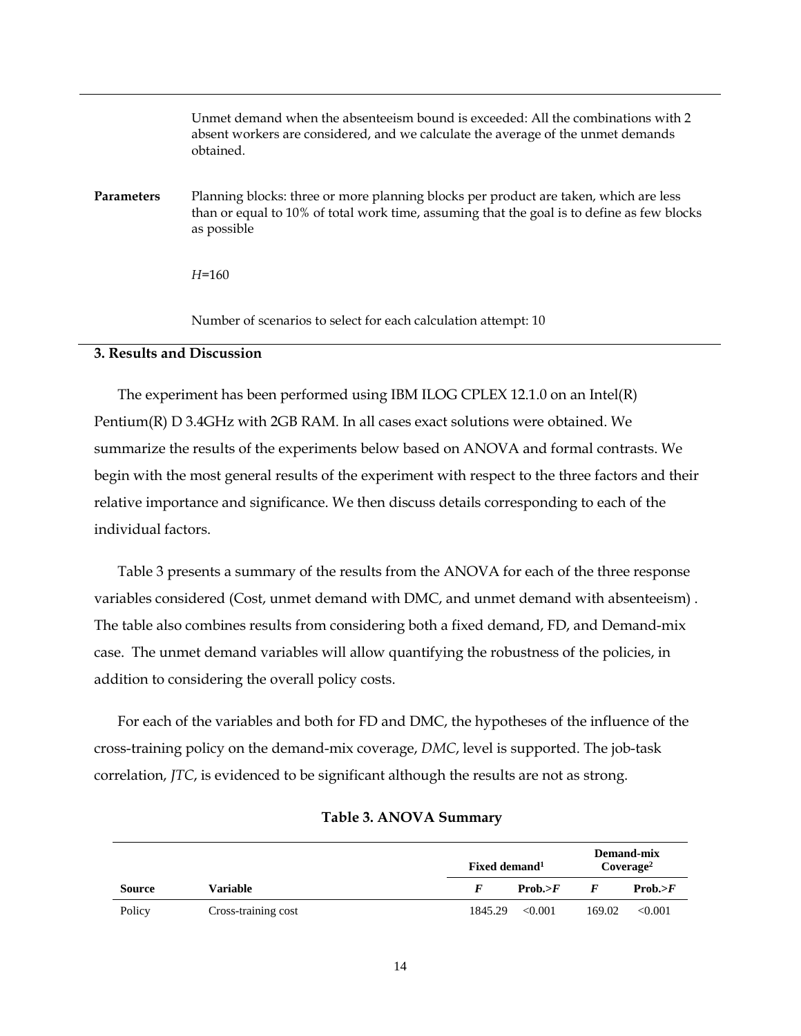| | |
|---|---|
| | Unmet demand when the absenteeism bound is exceeded: All the combinations with 2 absent workers are considered, and we calculate the average of the unmet demands obtained. |
| **Parameters** | Planning blocks: three or more planning blocks per product are taken, which are less than or equal to 10% of total work time, assuming that the goal is to define as few blocks as possible |
| | $H$=160 |
| | Number of scenarios to select for each calculation attempt: 10 |

## 3. Results and Discussion

The experiment has been performed using IBM ILOG CPLEX 12.1.0 on an Intel(R) Pentium(R) D 3.4GHz with 2GB RAM. In all cases exact solutions were obtained. We summarize the results of the experiments below based on ANOVA and formal contrasts. We begin with the most general results of the experiment with respect to the three factors and their relative importance and significance. We then discuss details corresponding to each of the individual factors.

Table 3 presents a summary of the results from the ANOVA for each of the three response variables considered (Cost, unmet demand with DMC, and unmet demand with absenteeism) . The table also combines results from considering both a fixed demand, FD, and Demand-mix case. The unmet demand variables will allow quantifying the robustness of the policies, in addition to considering the overall policy costs.

For each of the variables and both for FD and DMC, the hypotheses of the influence of the cross-training policy on the demand-mix coverage, *DMC*, level is supported. The job-task correlation, *JTC*, is evidenced to be significant although the results are not as strong.

**Table 3. ANOVA Summary**

| | | Fixed demand[1] | | Demand-mix Coverage[2] | |
|---|---|---|---|---|---|
| **Source** | **Variable** | ***F*** | **Prob.>*F*** | ***F*** | **Prob.>*F*** |
| Policy | Cross-training cost | 1845.29 | <0.001 | 169.02 | <0.001 |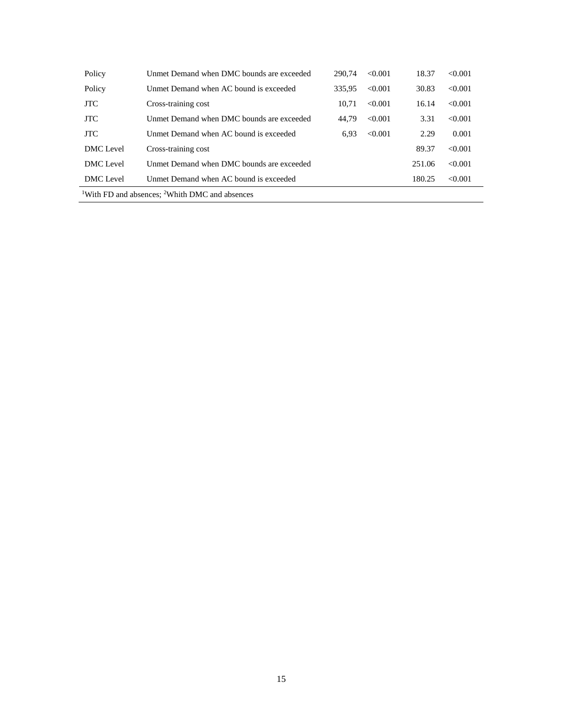| | | | | | |
|---|---|---|---|---|---|
| Policy | Unmet Demand when DMC bounds are exceeded | 290,74 | <0.001 | 18.37 | <0.001 |
| Policy | Unmet Demand when AC bound is exceeded | 335,95 | <0.001 | 30.83 | <0.001 |
| JTC | Cross-training cost | 10,71 | <0.001 | 16.14 | <0.001 |
| JTC | Unmet Demand when DMC bounds are exceeded | 44,79 | <0.001 | 3.31 | <0.001 |
| JTC | Unmet Demand when AC bound is exceeded | 6,93 | <0.001 | 2.29 | 0.001 |
| DMC Level | Cross-training cost | | | 89.37 | <0.001 |
| DMC Level | Unmet Demand when DMC bounds are exceeded | | | 251.06 | <0.001 |
| DMC Level | Unmet Demand when AC bound is exceeded | | | 180.25 | <0.001 |

[1]With FD and absences; [2]Whith DMC and absences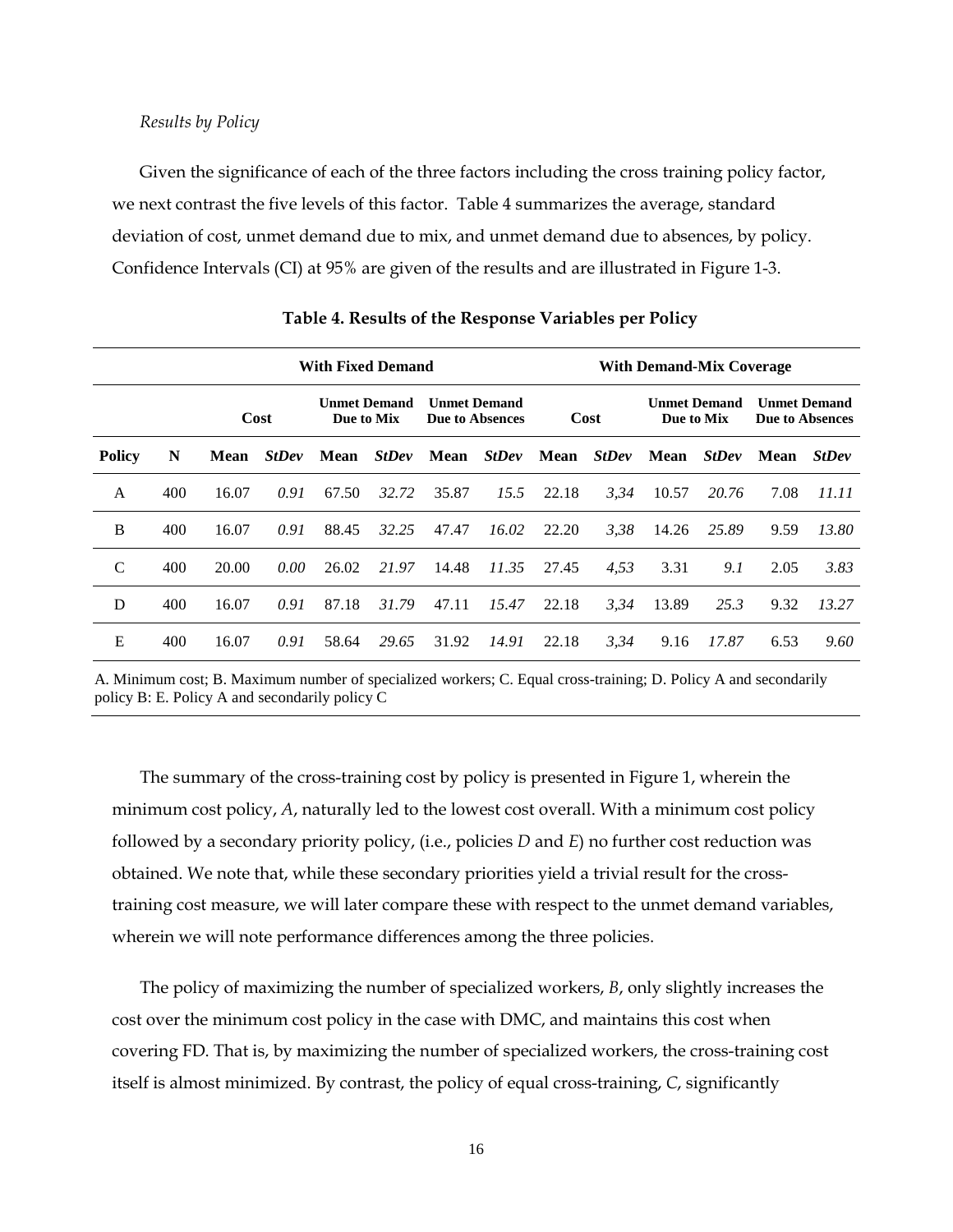*Results by Policy*

Given the significance of each of the three factors including the cross training policy factor, we next contrast the five levels of this factor. Table 4 summarizes the average, standard deviation of cost, unmet demand due to mix, and unmet demand due to absences, by policy. Confidence Intervals (CI) at 95% are given of the results and are illustrated in Figure 1-3.

**Table 4. Results of the Response Variables per Policy**

| | | With Fixed Demand | | | | | | With Demand-Mix Coverage | | | | | |
|---|---|---|---|---|---|---|---|---|---|---|---|---|---|
| | | Cost | | Unmet Demand Due to Mix | | Unmet Demand Due to Absences | | Cost | | Unmet Demand Due to Mix | | Unmet Demand Due to Absences | |
| **Policy** | **N** | **Mean** | ***StDev*** | **Mean** | ***StDev*** | **Mean** | ***StDev*** | **Mean** | ***StDev*** | **Mean** | ***StDev*** | **Mean** | ***StDev*** |
| A | 400 | 16.07 | *0.91* | 67.50 | *32.72* | 35.87 | *15.5* | 22.18 | *3,34* | 10.57 | *20.76* | 7.08 | *11.11* |
| B | 400 | 16.07 | *0.91* | 88.45 | *32.25* | 47.47 | *16.02* | 22.20 | *3,38* | 14.26 | *25.89* | 9.59 | *13.80* |
| C | 400 | 20.00 | *0.00* | 26.02 | *21.97* | 14.48 | *11.35* | 27.45 | *4,53* | 3.31 | *9.1* | 2.05 | *3.83* |
| D | 400 | 16.07 | *0.91* | 87.18 | *31.79* | 47.11 | *15.47* | 22.18 | *3,34* | 13.89 | *25.3* | 9.32 | *13.27* |
| E | 400 | 16.07 | *0.91* | 58.64 | *29.65* | 31.92 | *14.91* | 22.18 | *3,34* | 9.16 | *17.87* | 6.53 | *9.60* |

A. Minimum cost; B. Maximum number of specialized workers; C. Equal cross-training; D. Policy A and secondarily policy B: E. Policy A and secondarily policy C

The summary of the cross-training cost by policy is presented in Figure 1, wherein the minimum cost policy, *A*, naturally led to the lowest cost overall. With a minimum cost policy followed by a secondary priority policy, (i.e., policies *D* and *E*) no further cost reduction was obtained. We note that, while these secondary priorities yield a trivial result for the cross-training cost measure, we will later compare these with respect to the unmet demand variables, wherein we will note performance differences among the three policies.

The policy of maximizing the number of specialized workers, *B*, only slightly increases the cost over the minimum cost policy in the case with DMC, and maintains this cost when covering FD. That is, by maximizing the number of specialized workers, the cross-training cost itself is almost minimized. By contrast, the policy of equal cross-training, *C*, significantly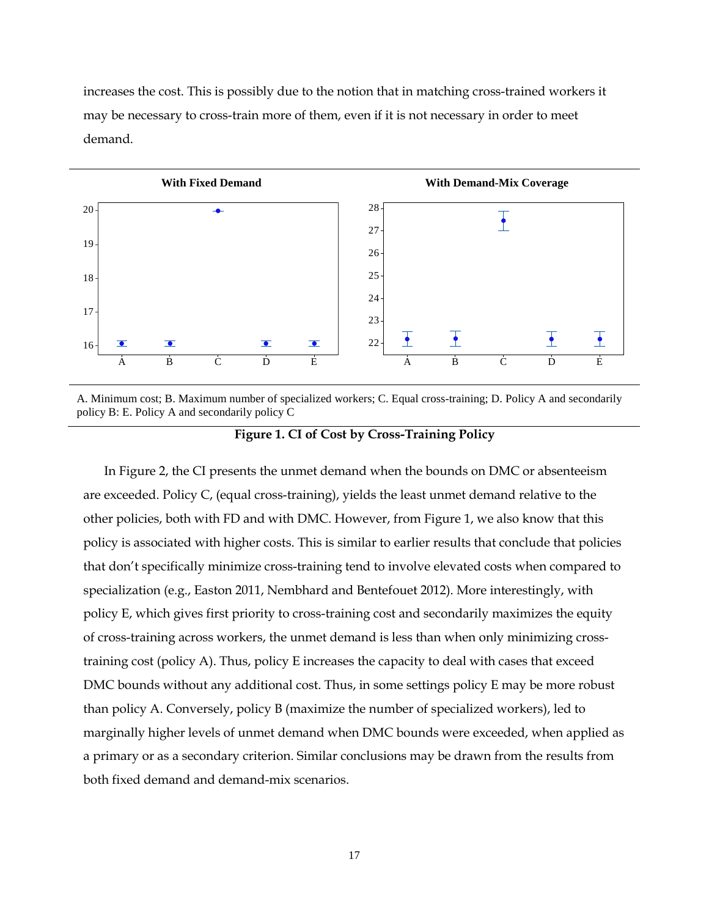increases the cost. This is possibly due to the notion that in matching cross-trained workers it may be necessary to cross-train more of them, even if it is not necessary in order to meet demand.

A. Minimum cost; B. Maximum number of specialized workers; C. Equal cross-training; D. Policy A and secondarily policy B: E. Policy A and secondarily policy C

**Figure 1. CI of Cost by Cross-Training Policy**

In Figure 2, the CI presents the unmet demand when the bounds on DMC or absenteeism are exceeded. Policy C, (equal cross-training), yields the least unmet demand relative to the other policies, both with FD and with DMC. However, from Figure 1, we also know that this policy is associated with higher costs. This is similar to earlier results that conclude that policies that don't specifically minimize cross-training tend to involve elevated costs when compared to specialization (e.g., Easton 2011, Nembhard and Bentefouet 2012). More interestingly, with policy E, which gives first priority to cross-training cost and secondarily maximizes the equity of cross-training across workers, the unmet demand is less than when only minimizing cross-training cost (policy A). Thus, policy E increases the capacity to deal with cases that exceed DMC bounds without any additional cost. Thus, in some settings policy E may be more robust than policy A. Conversely, policy B (maximize the number of specialized workers), led to marginally higher levels of unmet demand when DMC bounds were exceeded, when applied as a primary or as a secondary criterion. Similar conclusions may be drawn from the results from both fixed demand and demand-mix scenarios.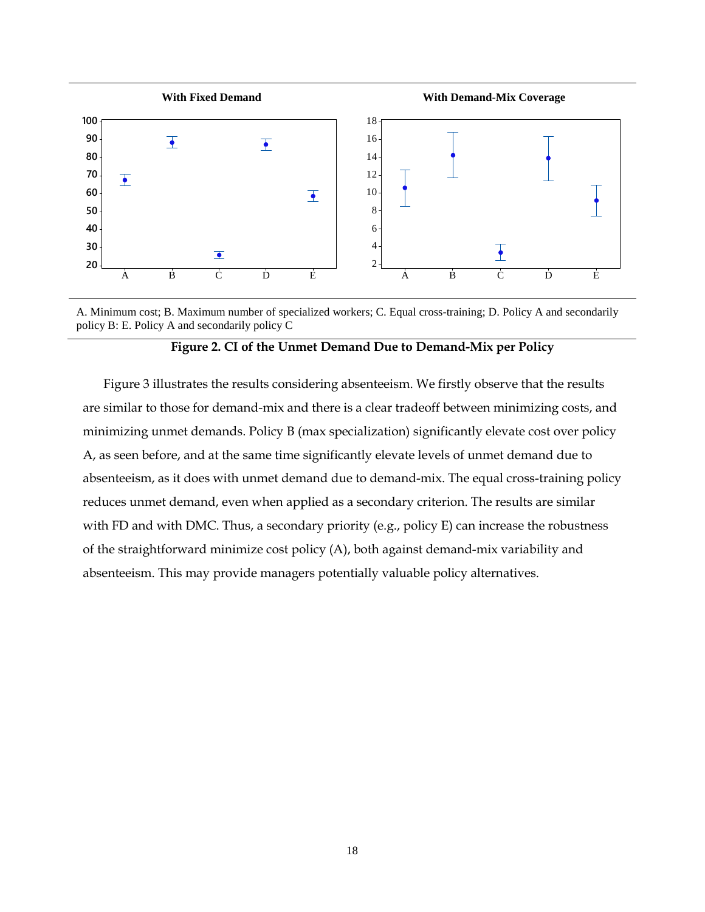With Fixed Demand

With Demand-Mix Coverage

A. Minimum cost; B. Maximum number of specialized workers; C. Equal cross-training; D. Policy A and secondarily policy B: E. Policy A and secondarily policy C

**Figure 2. CI of the Unmet Demand Due to Demand-Mix per Policy**

Figure 3 illustrates the results considering absenteeism. We firstly observe that the results are similar to those for demand-mix and there is a clear tradeoff between minimizing costs, and minimizing unmet demands. Policy B (max specialization) significantly elevate cost over policy A, as seen before, and at the same time significantly elevate levels of unmet demand due to absenteeism, as it does with unmet demand due to demand-mix. The equal cross-training policy reduces unmet demand, even when applied as a secondary criterion. The results are similar with FD and with DMC. Thus, a secondary priority (e.g., policy E) can increase the robustness of the straightforward minimize cost policy (A), both against demand-mix variability and absenteeism. This may provide managers potentially valuable policy alternatives.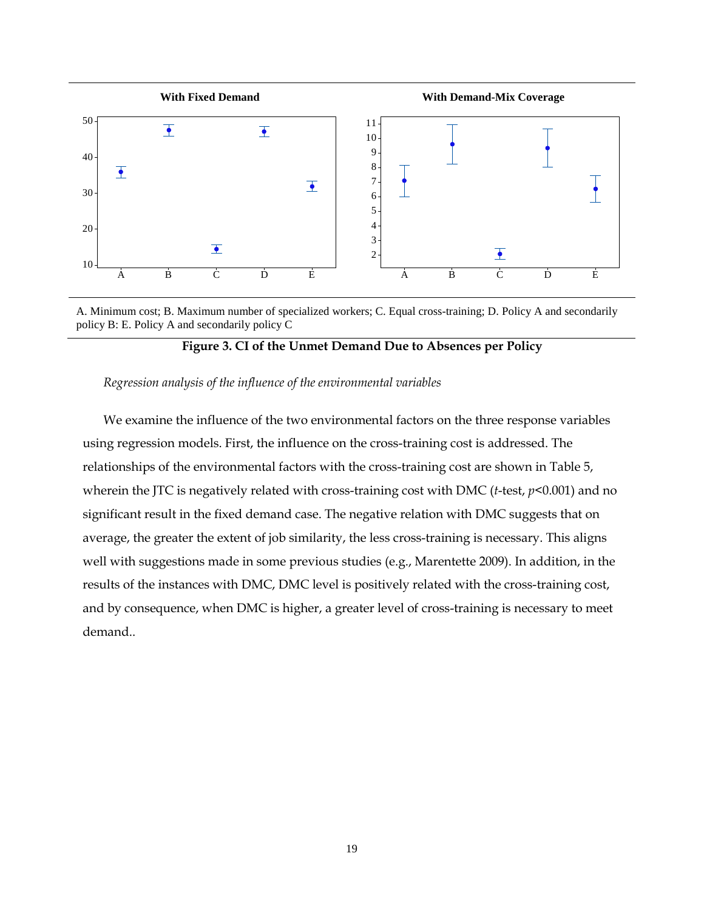**With Fixed Demand** | **With Demand-Mix Coverage**

A. Minimum cost; B. Maximum number of specialized workers; C. Equal cross-training; D. Policy A and secondarily policy B: E. Policy A and secondarily policy C

**Figure 3. CI of the Unmet Demand Due to Absences per Policy**

*Regression analysis of the influence of the environmental variables*

We examine the influence of the two environmental factors on the three response variables using regression models. First, the influence on the cross-training cost is addressed. The relationships of the environmental factors with the cross-training cost are shown in Table 5, wherein the JTC is negatively related with cross-training cost with DMC (*t*-test, $p<0.001$) and no significant result in the fixed demand case. The negative relation with DMC suggests that on average, the greater the extent of job similarity, the less cross-training is necessary. This aligns well with suggestions made in some previous studies (e.g., Marentette 2009). In addition, in the results of the instances with DMC, DMC level is positively related with the cross-training cost, and by consequence, when DMC is higher, a greater level of cross-training is necessary to meet demand..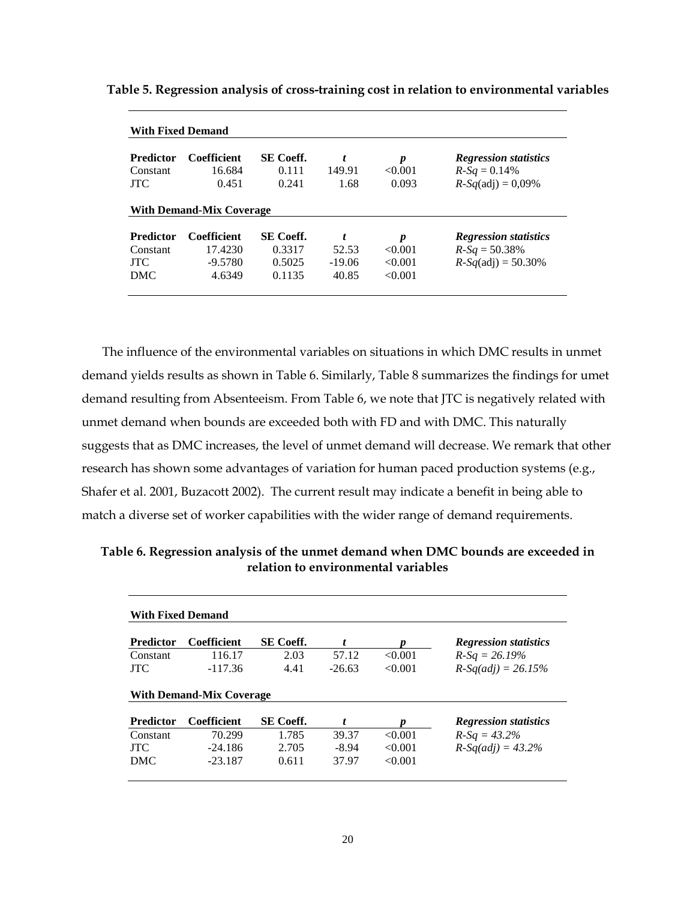**Table 5. Regression analysis of cross-training cost in relation to environmental variables**

**With Fixed Demand**

| **Predictor** | **Coefficient** | **SE Coeff.** | ***t*** | ***p*** | ***Regression statistics*** |
|---|---|---|---|---|---|
| Constant | 16.684 | 0.111 | 149.91 | <0.001 | *R-Sq* = 0.14% |
| JTC | 0.451 | 0.241 | 1.68 | 0.093 | *R-Sq*(adj) = 0,09% |

**With Demand-Mix Coverage**

| **Predictor** | **Coefficient** | **SE Coeff.** | ***t*** | ***p*** | ***Regression statistics*** |
|---|---|---|---|---|---|
| Constant | 17.4230 | 0.3317 | 52.53 | <0.001 | *R-Sq* = 50.38% |
| JTC | -9.5780 | 0.5025 | -19.06 | <0.001 | *R-Sq*(adj) = 50.30% |
| DMC | 4.6349 | 0.1135 | 40.85 | <0.001 | |

The influence of the environmental variables on situations in which DMC results in unmet demand yields results as shown in Table 6. Similarly, Table 8 summarizes the findings for umet demand resulting from Absenteeism. From Table 6, we note that JTC is negatively related with unmet demand when bounds are exceeded both with FD and with DMC. This naturally suggests that as DMC increases, the level of unmet demand will decrease. We remark that other research has shown some advantages of variation for human paced production systems (e.g., Shafer et al. 2001, Buzacott 2002). The current result may indicate a benefit in being able to match a diverse set of worker capabilities with the wider range of demand requirements.

**Table 6. Regression analysis of the unmet demand when DMC bounds are exceeded in relation to environmental variables**

**With Fixed Demand**

| **Predictor** | **Coefficient** | **SE Coeff.** | ***t*** | ***p*** | ***Regression statistics*** |
|---|---|---|---|---|---|
| Constant | 116.17 | 2.03 | 57.12 | <0.001 | *R-Sq = 26.19%* |
| JTC | -117.36 | 4.41 | -26.63 | <0.001 | *R-Sq(adj) = 26.15%* |

**With Demand-Mix Coverage**

| **Predictor** | **Coefficient** | **SE Coeff.** | ***t*** | ***p*** | ***Regression statistics*** |
|---|---|---|---|---|---|
| Constant | 70.299 | 1.785 | 39.37 | <0.001 | *R-Sq = 43.2%* |
| JTC | -24.186 | 2.705 | -8.94 | <0.001 | *R-Sq(adj) = 43.2%* |
| DMC | -23.187 | 0.611 | 37.97 | <0.001 | |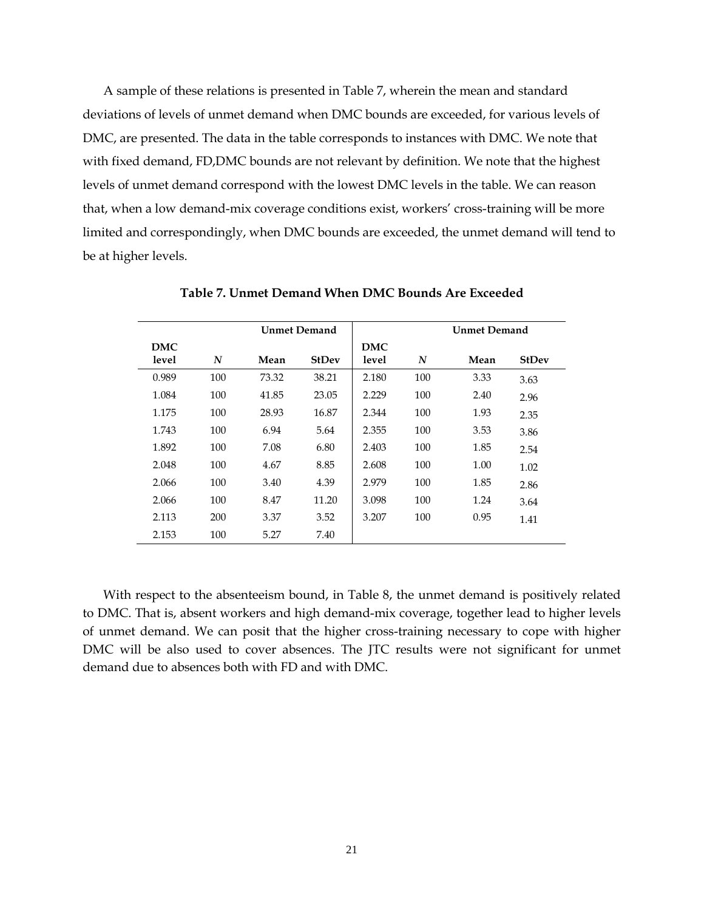A sample of these relations is presented in Table 7, wherein the mean and standard deviations of levels of unmet demand when DMC bounds are exceeded, for various levels of DMC, are presented. The data in the table corresponds to instances with DMC. We note that with fixed demand, FD,DMC bounds are not relevant by definition. We note that the highest levels of unmet demand correspond with the lowest DMC levels in the table. We can reason that, when a low demand-mix coverage conditions exist, workers' cross-training will be more limited and correspondingly, when DMC bounds are exceeded, the unmet demand will tend to be at higher levels.

**Table 7. Unmet Demand When DMC Bounds Are Exceeded**

| | | Unmet Demand | | | | Unmet Demand | |
|---|---|---|---|---|---|---|---|
| **DMC level** | ***N*** | **Mean** | **StDev** | **DMC level** | ***N*** | **Mean** | **StDev** |
| 0.989 | 100 | 73.32 | 38.21 | 2.180 | 100 | 3.33 | 3.63 |
| 1.084 | 100 | 41.85 | 23.05 | 2.229 | 100 | 2.40 | 2.96 |
| 1.175 | 100 | 28.93 | 16.87 | 2.344 | 100 | 1.93 | 2.35 |
| 1.743 | 100 | 6.94 | 5.64 | 2.355 | 100 | 3.53 | 3.86 |
| 1.892 | 100 | 7.08 | 6.80 | 2.403 | 100 | 1.85 | 2.54 |
| 2.048 | 100 | 4.67 | 8.85 | 2.608 | 100 | 1.00 | 1.02 |
| 2.066 | 100 | 3.40 | 4.39 | 2.979 | 100 | 1.85 | 2.86 |
| 2.066 | 100 | 8.47 | 11.20 | 3.098 | 100 | 1.24 | 3.64 |
| 2.113 | 200 | 3.37 | 3.52 | 3.207 | 100 | 0.95 | 1.41 |
| 2.153 | 100 | 5.27 | 7.40 | | | | |

With respect to the absenteeism bound, in Table 8, the unmet demand is positively related to DMC. That is, absent workers and high demand-mix coverage, together lead to higher levels of unmet demand. We can posit that the higher cross-training necessary to cope with higher DMC will be also used to cover absences. The JTC results were not significant for unmet demand due to absences both with FD and with DMC.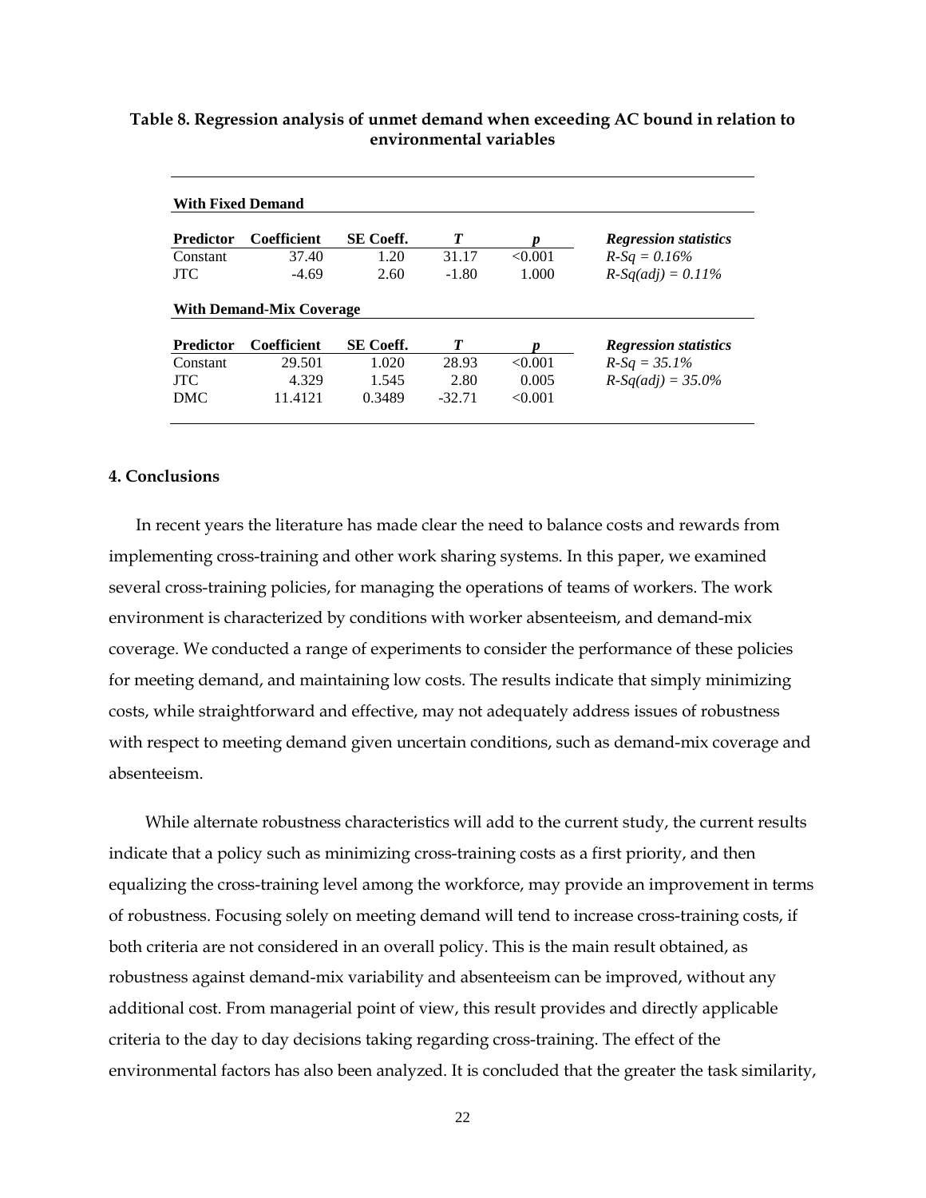**Table 8. Regression analysis of unmet demand when exceeding AC bound in relation to environmental variables**

**With Fixed Demand**

| Predictor | Coefficient | SE Coeff. | *T* | *p* | *Regression statistics* |
|---|---|---|---|---|---|
| Constant | 37.40 | 1.20 | 31.17 | <0.001 | *R-Sq = 0.16%* |
| JTC | -4.69 | 2.60 | -1.80 | 1.000 | *R-Sq(adj) = 0.11%* |

**With Demand-Mix Coverage**

| Predictor | Coefficient | SE Coeff. | *T* | *p* | *Regression statistics* |
|---|---|---|---|---|---|
| Constant | 29.501 | 1.020 | 28.93 | <0.001 | *R-Sq = 35.1%* |
| JTC | 4.329 | 1.545 | 2.80 | 0.005 | *R-Sq(adj) = 35.0%* |
| DMC | 11.4121 | 0.3489 | -32.71 | <0.001 | |

## 4. Conclusions

In recent years the literature has made clear the need to balance costs and rewards from implementing cross-training and other work sharing systems. In this paper, we examined several cross-training policies, for managing the operations of teams of workers. The work environment is characterized by conditions with worker absenteeism, and demand-mix coverage. We conducted a range of experiments to consider the performance of these policies for meeting demand, and maintaining low costs. The results indicate that simply minimizing costs, while straightforward and effective, may not adequately address issues of robustness with respect to meeting demand given uncertain conditions, such as demand-mix coverage and absenteeism.

While alternate robustness characteristics will add to the current study, the current results indicate that a policy such as minimizing cross-training costs as a first priority, and then equalizing the cross-training level among the workforce, may provide an improvement in terms of robustness. Focusing solely on meeting demand will tend to increase cross-training costs, if both criteria are not considered in an overall policy. This is the main result obtained, as robustness against demand-mix variability and absenteeism can be improved, without any additional cost. From managerial point of view, this result provides and directly applicable criteria to the day to day decisions taking regarding cross-training. The effect of the environmental factors has also been analyzed. It is concluded that the greater the task similarity,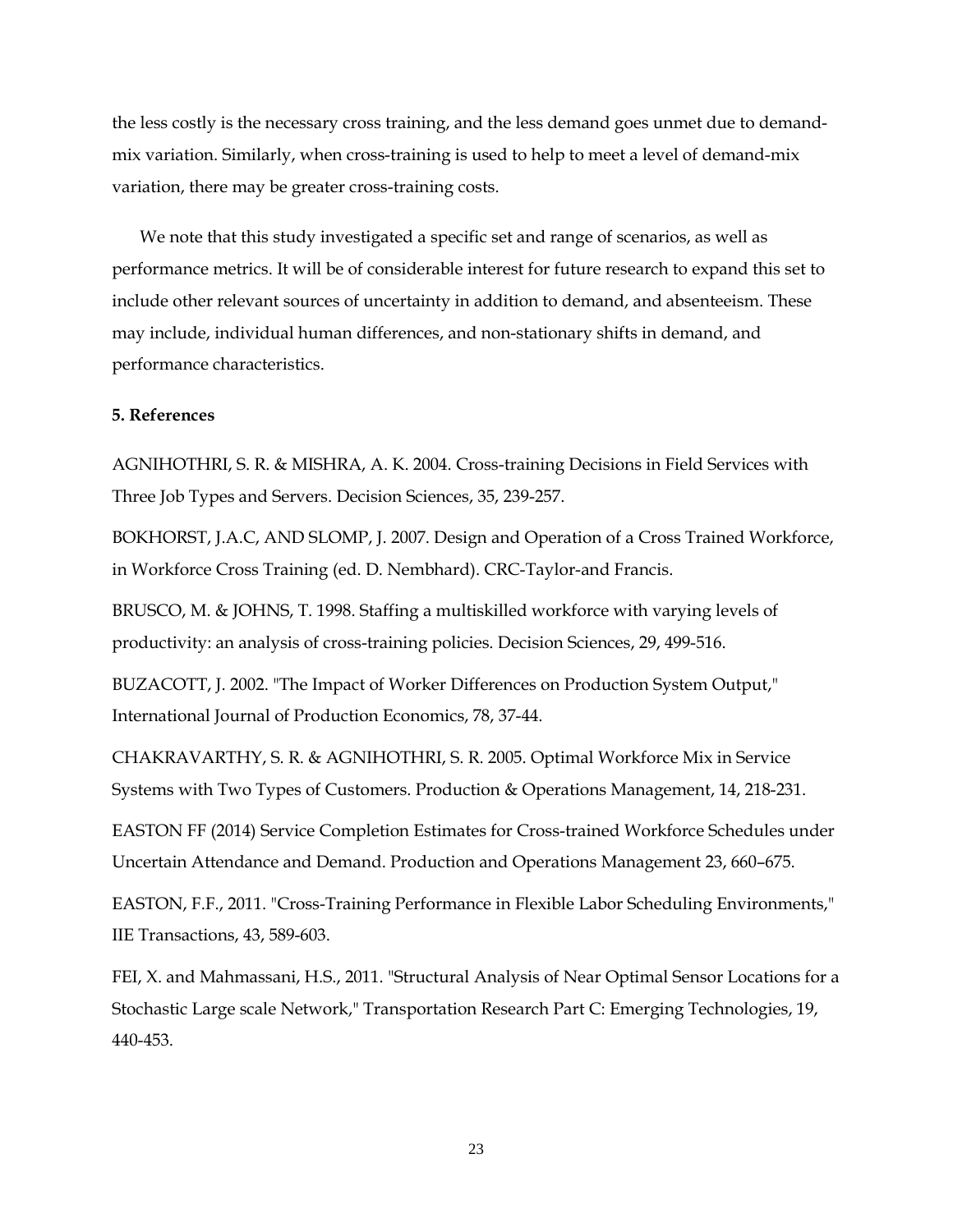the less costly is the necessary cross training, and the less demand goes unmet due to demand-mix variation. Similarly, when cross-training is used to help to meet a level of demand-mix variation, there may be greater cross-training costs.

We note that this study investigated a specific set and range of scenarios, as well as performance metrics. It will be of considerable interest for future research to expand this set to include other relevant sources of uncertainty in addition to demand, and absenteeism. These may include, individual human differences, and non-stationary shifts in demand, and performance characteristics.

**5. References**

AGNIHOTHRI, S. R. & MISHRA, A. K. 2004. Cross-training Decisions in Field Services with Three Job Types and Servers. Decision Sciences, 35, 239-257.

BOKHORST, J.A.C, AND SLOMP, J. 2007. Design and Operation of a Cross Trained Workforce, in Workforce Cross Training (ed. D. Nembhard). CRC-Taylor-and Francis.

BRUSCO, M. & JOHNS, T. 1998. Staffing a multiskilled workforce with varying levels of productivity: an analysis of cross-training policies. Decision Sciences, 29, 499-516.

BUZACOTT, J. 2002. "The Impact of Worker Differences on Production System Output," International Journal of Production Economics, 78, 37-44.

CHAKRAVARTHY, S. R. & AGNIHOTHRI, S. R. 2005. Optimal Workforce Mix in Service Systems with Two Types of Customers. Production & Operations Management, 14, 218-231.

EASTON FF (2014) Service Completion Estimates for Cross-trained Workforce Schedules under Uncertain Attendance and Demand. Production and Operations Management 23, 660–675.

EASTON, F.F., 2011. "Cross-Training Performance in Flexible Labor Scheduling Environments," IIE Transactions, 43, 589-603.

FEI, X. and Mahmassani, H.S., 2011. "Structural Analysis of Near Optimal Sensor Locations for a Stochastic Large scale Network," Transportation Research Part C: Emerging Technologies, 19, 440-453.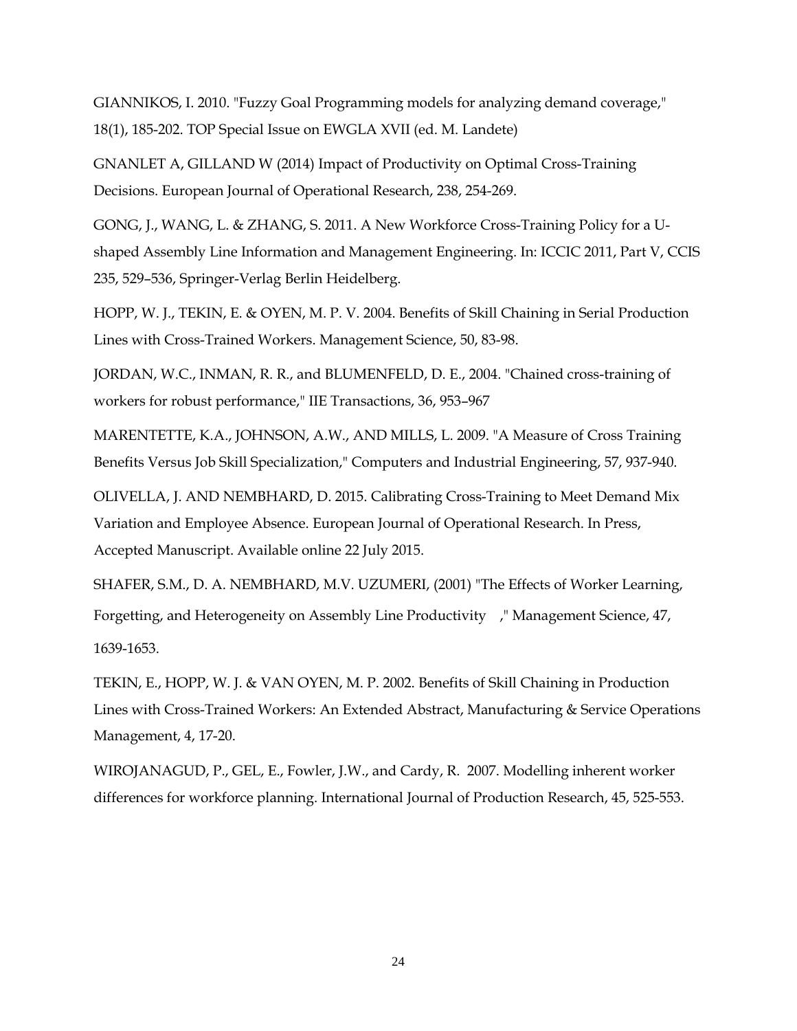GIANNIKOS, I. 2010. "Fuzzy Goal Programming models for analyzing demand coverage," 18(1), 185-202. TOP Special Issue on EWGLA XVII (ed. M. Landete)

GNANLET A, GILLAND W (2014) Impact of Productivity on Optimal Cross-Training Decisions. European Journal of Operational Research, 238, 254-269.

GONG, J., WANG, L. & ZHANG, S. 2011. A New Workforce Cross-Training Policy for a U-shaped Assembly Line Information and Management Engineering. In: ICCIC 2011, Part V, CCIS 235, 529–536, Springer-Verlag Berlin Heidelberg.

HOPP, W. J., TEKIN, E. & OYEN, M. P. V. 2004. Benefits of Skill Chaining in Serial Production Lines with Cross-Trained Workers. Management Science, 50, 83-98.

JORDAN, W.C., INMAN, R. R., and BLUMENFELD, D. E., 2004. "Chained cross-training of workers for robust performance," IIE Transactions, 36, 953–967

MARENTETTE, K.A., JOHNSON, A.W., AND MILLS, L. 2009. "A Measure of Cross Training Benefits Versus Job Skill Specialization," Computers and Industrial Engineering, 57, 937-940.

OLIVELLA, J. AND NEMBHARD, D. 2015. Calibrating Cross-Training to Meet Demand Mix Variation and Employee Absence. European Journal of Operational Research. In Press, Accepted Manuscript. Available online 22 July 2015.

SHAFER, S.M., D. A. NEMBHARD, M.V. UZUMERI, (2001) "The Effects of Worker Learning, Forgetting, and Heterogeneity on Assembly Line Productivity ," Management Science, 47, 1639-1653.

TEKIN, E., HOPP, W. J. & VAN OYEN, M. P. 2002. Benefits of Skill Chaining in Production Lines with Cross-Trained Workers: An Extended Abstract, Manufacturing & Service Operations Management, 4, 17-20.

WIROJANAGUD, P., GEL, E., Fowler, J.W., and Cardy, R. 2007. Modelling inherent worker differences for workforce planning. International Journal of Production Research, 45, 525-553.